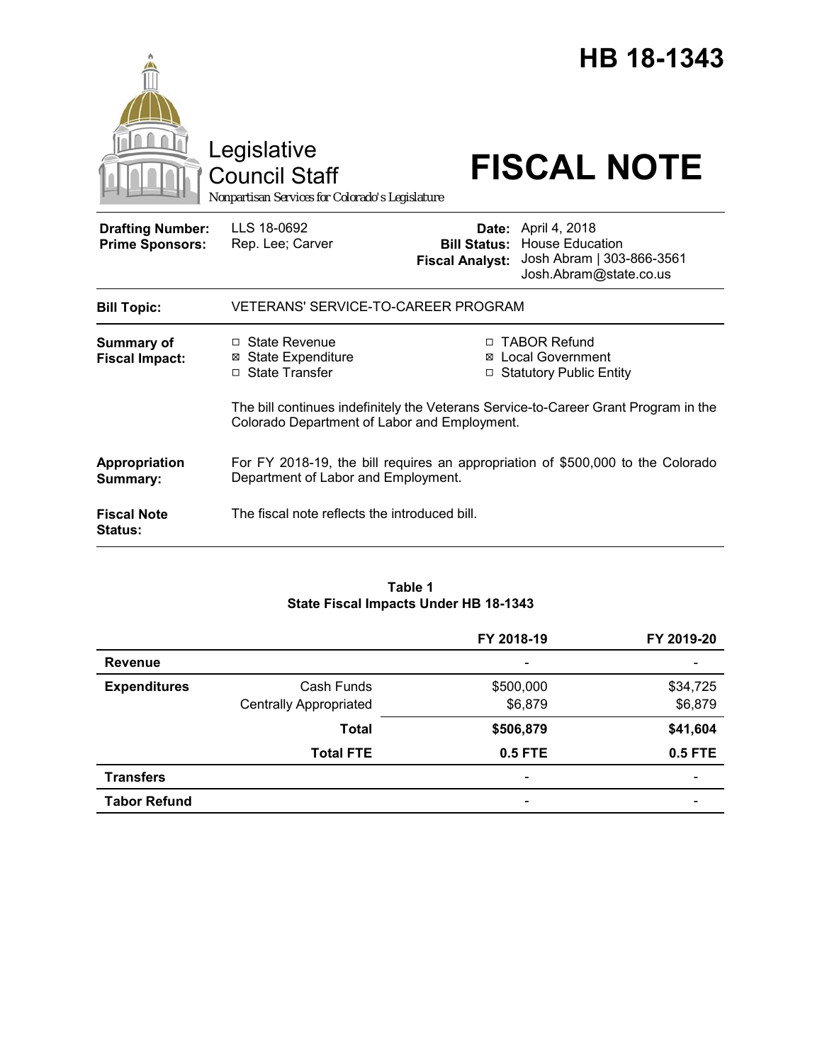# HB 18-1343

Legislative Council Staff

*Nonpartisan Services for Colorado's Legislature*

# FISCAL NOTE

| | | | |
|---|---|---|---|
| **Drafting Number:** | LLS 18-0692 | **Date:** | April 4, 2018 |
| **Prime Sponsors:** | Rep. Lee; Carver | **Bill Status:** | House Education |
| | | **Fiscal Analyst:** | Josh Abram \| 303-866-3561 Josh.Abram@state.co.us |

| | |
|---|---|
| **Bill Topic:** | VETERANS' SERVICE-TO-CAREER PROGRAM |
| **Summary of Fiscal Impact:** | ☐ State Revenue ☒ State Expenditure ☐ State Transfer ☐ TABOR Refund ☒ Local Government ☐ Statutory Public Entity<br><br>The bill continues indefinitely the Veterans Service-to-Career Grant Program in the Colorado Department of Labor and Employment. |
| **Appropriation Summary:** | For FY 2018-19, the bill requires an appropriation of $500,000 to the Colorado Department of Labor and Employment. |
| **Fiscal Note Status:** | The fiscal note reflects the introduced bill. |

**Table 1**
**State Fiscal Impacts Under HB 18-1343**

| | | FY 2018-19 | FY 2019-20 |
|---|---|---|---|
| **Revenue** | | - | - |
| **Expenditures** | Cash Funds | $500,000 | $34,725 |
| | Centrally Appropriated | $6,879 | $6,879 |
| | **Total** | **$506,879** | **$41,604** |
| | **Total FTE** | **0.5 FTE** | **0.5 FTE** |
| **Transfers** | | - | - |
| **Tabor Refund** | | - | - |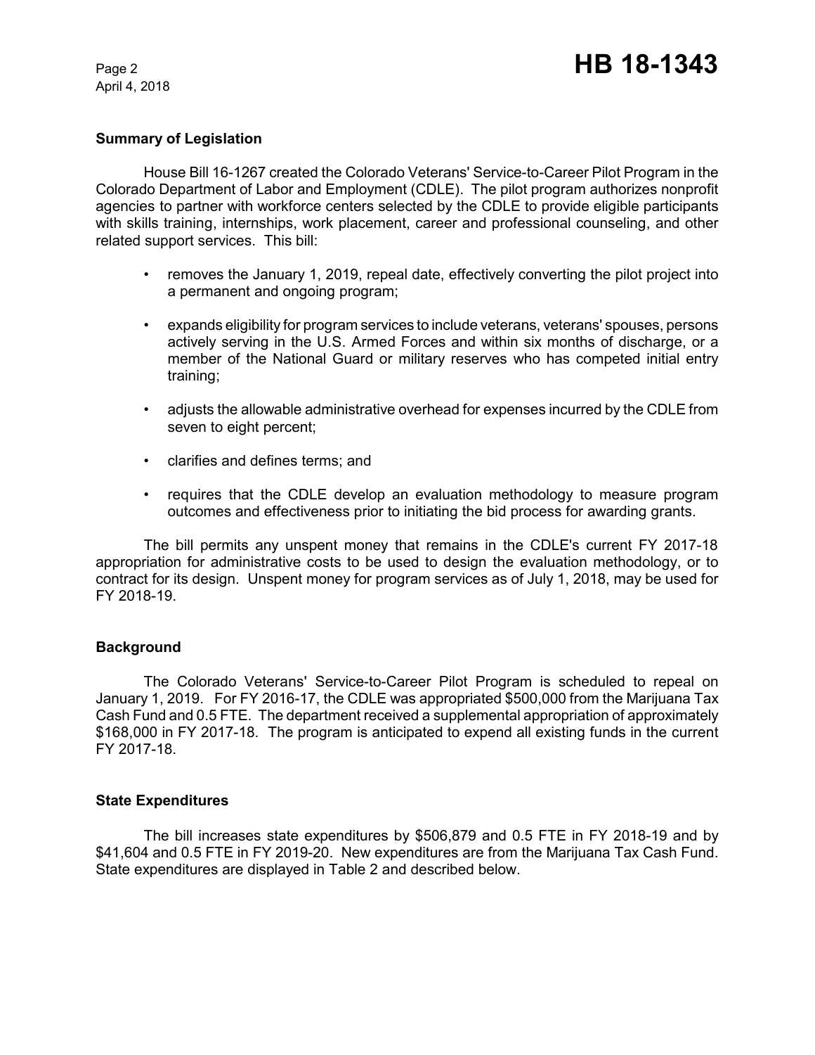## Summary of Legislation

House Bill 16-1267 created the Colorado Veterans' Service-to-Career Pilot Program in the Colorado Department of Labor and Employment (CDLE). The pilot program authorizes nonprofit agencies to partner with workforce centers selected by the CDLE to provide eligible participants with skills training, internships, work placement, career and professional counseling, and other related support services. This bill:

- removes the January 1, 2019, repeal date, effectively converting the pilot project into a permanent and ongoing program;
- expands eligibility for program services to include veterans, veterans' spouses, persons actively serving in the U.S. Armed Forces and within six months of discharge, or a member of the National Guard or military reserves who has competed initial entry training;
- adjusts the allowable administrative overhead for expenses incurred by the CDLE from seven to eight percent;
- clarifies and defines terms; and
- requires that the CDLE develop an evaluation methodology to measure program outcomes and effectiveness prior to initiating the bid process for awarding grants.

The bill permits any unspent money that remains in the CDLE's current FY 2017-18 appropriation for administrative costs to be used to design the evaluation methodology, or to contract for its design. Unspent money for program services as of July 1, 2018, may be used for FY 2018-19.

## Background

The Colorado Veterans' Service-to-Career Pilot Program is scheduled to repeal on January 1, 2019. For FY 2016-17, the CDLE was appropriated $500,000 from the Marijuana Tax Cash Fund and 0.5 FTE. The department received a supplemental appropriation of approximately $168,000 in FY 2017-18. The program is anticipated to expend all existing funds in the current FY 2017-18.

## State Expenditures

The bill increases state expenditures by $506,879 and 0.5 FTE in FY 2018-19 and by $41,604 and 0.5 FTE in FY 2019-20. New expenditures are from the Marijuana Tax Cash Fund. State expenditures are displayed in Table 2 and described below.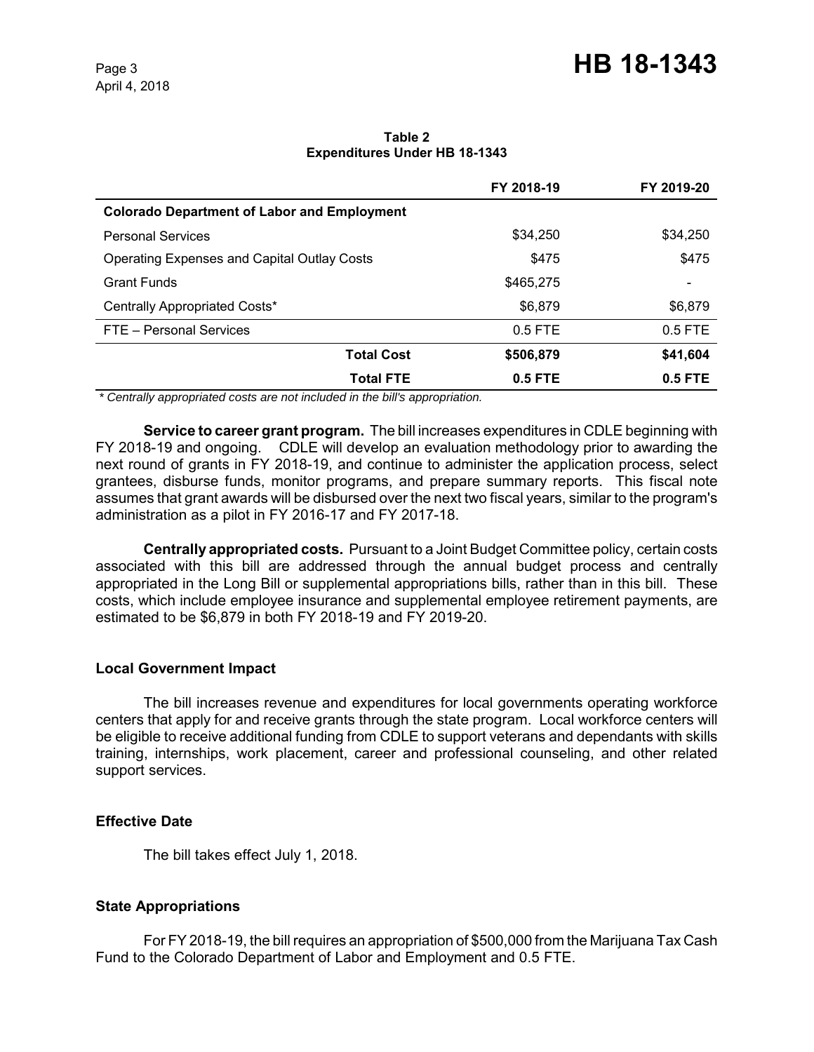**Table 2**
**Expenditures Under HB 18-1343**

| | FY 2018-19 | FY 2019-20 |
|---|---|---|
| **Colorado Department of Labor and Employment** | | |
| Personal Services | $34,250 | $34,250 |
| Operating Expenses and Capital Outlay Costs | $475 | $475 |
| Grant Funds | $465,275 | - |
| Centrally Appropriated Costs* | $6,879 | $6,879 |
| FTE – Personal Services | 0.5 FTE | 0.5 FTE |
| **Total Cost** | **$506,879** | **$41,604** |
| **Total FTE** | **0.5 FTE** | **0.5 FTE** |

*\* Centrally appropriated costs are not included in the bill's appropriation.*

**Service to career grant program.** The bill increases expenditures in CDLE beginning with FY 2018-19 and ongoing. CDLE will develop an evaluation methodology prior to awarding the next round of grants in FY 2018-19, and continue to administer the application process, select grantees, disburse funds, monitor programs, and prepare summary reports. This fiscal note assumes that grant awards will be disbursed over the next two fiscal years, similar to the program's administration as a pilot in FY 2016-17 and FY 2017-18.

**Centrally appropriated costs.** Pursuant to a Joint Budget Committee policy, certain costs associated with this bill are addressed through the annual budget process and centrally appropriated in the Long Bill or supplemental appropriations bills, rather than in this bill. These costs, which include employee insurance and supplemental employee retirement payments, are estimated to be $6,879 in both FY 2018-19 and FY 2019-20.

### Local Government Impact

The bill increases revenue and expenditures for local governments operating workforce centers that apply for and receive grants through the state program. Local workforce centers will be eligible to receive additional funding from CDLE to support veterans and dependants with skills training, internships, work placement, career and professional counseling, and other related support services.

### Effective Date

The bill takes effect July 1, 2018.

### State Appropriations

For FY 2018-19, the bill requires an appropriation of $500,000 from the Marijuana Tax Cash Fund to the Colorado Department of Labor and Employment and 0.5 FTE.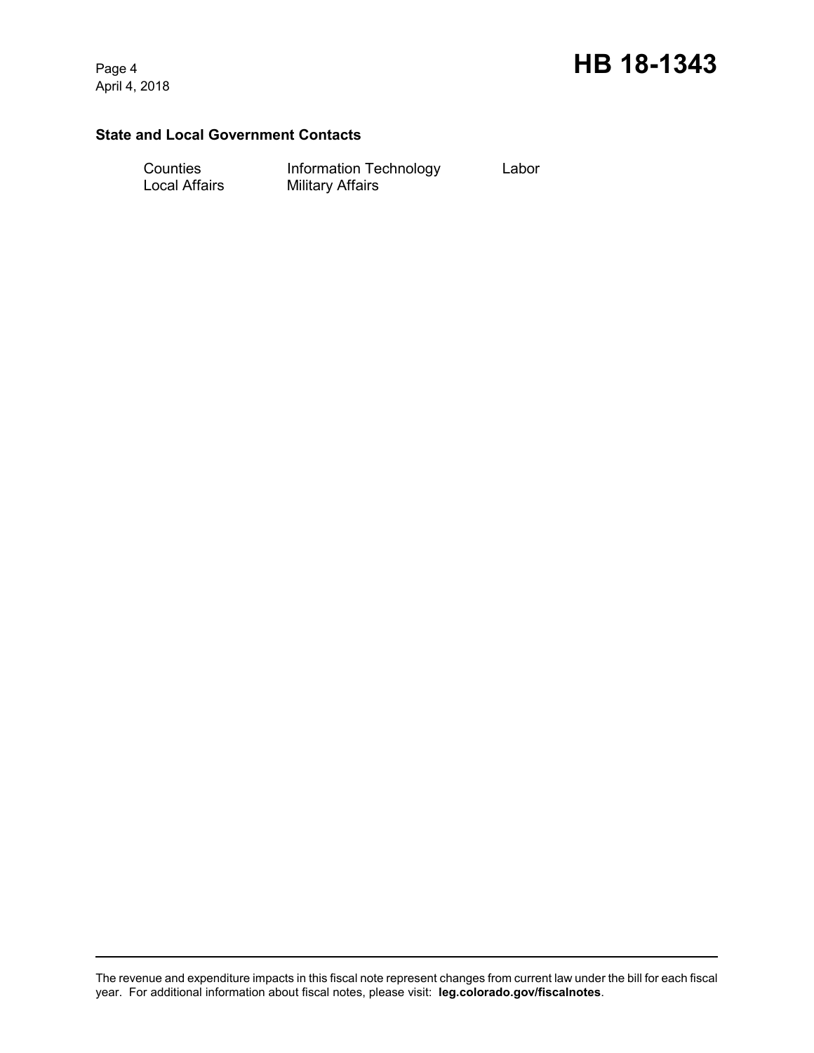### State and Local Government Contacts

| | | |
|---|---|---|
| Counties | Information Technology | Labor |
| Local Affairs | Military Affairs | |

The revenue and expenditure impacts in this fiscal note represent changes from current law under the bill for each fiscal year. For additional information about fiscal notes, please visit: **leg.colorado.gov/fiscalnotes**.